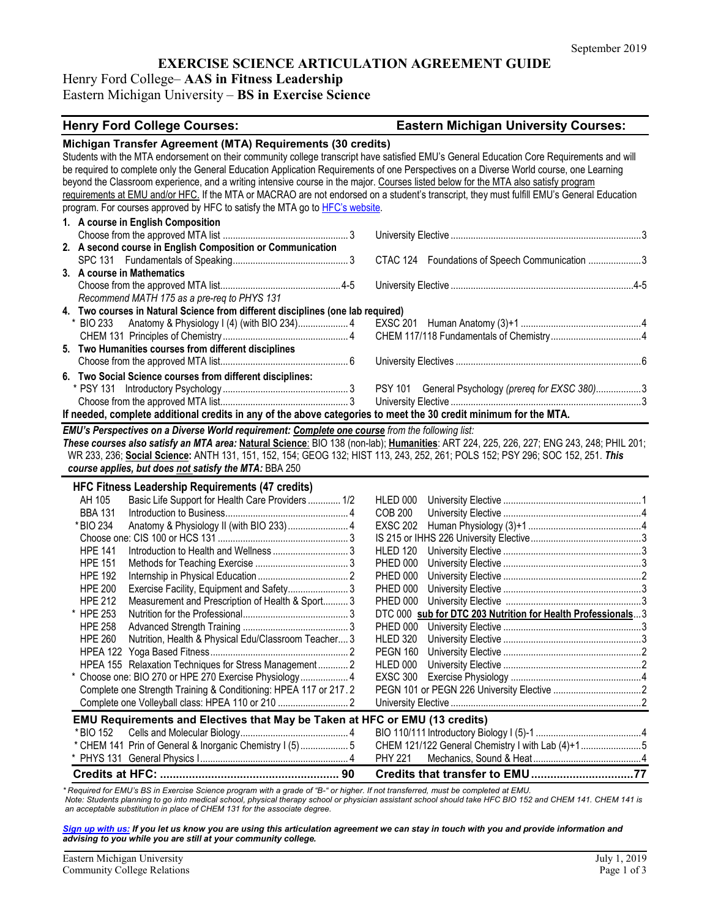September 2019

# EXERCISE SCIENCE ARTICULATION AGREEMENT GUIDE

Henry Ford College– **AAS in Fitness Leadership**

Eastern Michigan University – **BS in Exercise Science**

| Henry Ford College Courses: | Eastern Michigan University Courses: |
|---|---|
| **Michigan Transfer Agreement (MTA) Requirements (30 credits)** | |
| Students with the MTA endorsement on their community college transcript have satisfied EMU's General Education Core Requirements and will be required to complete only the General Education Application Requirements of one Perspectives on a Diverse World course, one Learning beyond the Classroom experience, and a writing intensive course in the major. Courses listed below for the MTA also satisfy program requirements at EMU and/or HFC. If the MTA or MACRAO are not endorsed on a student's transcript, they must fulfill EMU's General Education program. For courses approved by HFC to satisfy the MTA go to HFC's website. | |
| **1. A course in English Composition** | |
| Choose from the approved MTA list ... 3 | University Elective ... 3 |
| **2. A second course in English Composition or Communication** | |
| SPC 131 Fundamentals of Speaking ... 3 | CTAC 124 Foundations of Speech Communication ... 3 |
| **3. A course in Mathematics** | |
| Choose from the approved MTA list ... 4-5 | University Elective ... 4-5 |
| *Recommend MATH 175 as a pre-req to PHYS 131* | |
| **4. Two courses in Natural Science from different disciplines (one lab required)** | |
| * BIO 233 Anatomy & Physiology I (4) (with BIO 234) ... 4 | EXSC 201 Human Anatomy (3)+1 ... 4 |
| CHEM 131 Principles of Chemistry ... 4 | CHEM 117/118 Fundamentals of Chemistry ... 4 |
| **5. Two Humanities courses from different disciplines** | |
| Choose from the approved MTA list ... 6 | University Electives ... 6 |
| **6. Two Social Science courses from different disciplines:** | |
| * PSY 131 Introductory Psychology ... 3 | PSY 101 General Psychology *(prereq for EXSC 380)* ... 3 |
| Choose from the approved MTA list ... 3 | University Elective ... 3 |
| **If needed, complete additional credits in any of the above categories to meet the 30 credit minimum for the MTA.** | |

***EMU's Perspectives on a Diverse World requirement: Complete one course** from the following list:*
***These courses also satisfy an MTA area:* Natural Science**: BIO 138 (non-lab); **Humanities**: ART 224, 225, 226, 227; ENG 243, 248; PHIL 201; WR 233, 236; **Social Science:** ANTH 131, 151, 152, 154; GEOG 132; HIST 113, 243, 252, 261; POLS 152; PSY 296; SOC 152, 251. ***This course applies, but does not satisfy the MTA:*** BBA 250

| Henry Ford College Courses | Eastern Michigan University Courses |
|---|---|
| **HFC Fitness Leadership Requirements (47 credits)** | |
| AH 105 Basic Life Support for Health Care Providers ... 1/2 | HLED 000 University Elective ... 1 |
| BBA 131 Introduction to Business ... 4 | COB 200 University Elective ... 4 |
| *BIO 234 Anatomy & Physiology II (with BIO 233) ... 4 | EXSC 202 Human Physiology (3)+1 ... 4 |
| Choose one: CIS 100 or HCS 131 ... 3 | IS 215 or IHHS 226 University Elective ... 3 |
| HPE 141 Introduction to Health and Wellness ... 3 | HLED 120 University Elective ... 3 |
| HPE 151 Methods for Teaching Exercise ... 3 | PHED 000 University Elective ... 3 |
| HPE 192 Internship in Physical Education ... 2 | PHED 000 University Elective ... 2 |
| HPE 200 Exercise Facility, Equipment and Safety ... 3 | PHED 000 University Elective ... 3 |
| HPE 212 Measurement and Prescription of Health & Sport ... 3 | PHED 000 University Elective ... 3 |
| * HPE 253 Nutrition for the Professional ... 3 | DTC 000 **sub for DTC 203 Nutrition for Health Professionals** ... 3 |
| HPE 258 Advanced Strength Training ... 3 | PHED 000 University Elective ... 3 |
| HPE 260 Nutrition, Health & Physical Edu/Classroom Teacher ... 3 | HLED 320 University Elective ... 3 |
| HPEA 122 Yoga Based Fitness ... 2 | PEGN 160 University Elective ... 2 |
| HPEA 155 Relaxation Techniques for Stress Management ... 2 | HLED 000 University Elective ... 2 |
| * Choose one: BIO 270 or HPE 270 Exercise Physiology ... 4 | EXSC 300 Exercise Physiology ... 4 |
| Complete one Strength Training & Conditioning: HPEA 117 or 217 . 2 | PEGN 101 or PEGN 226 University Elective ... 2 |
| Complete one Volleyball class: HPEA 110 or 210 ... 2 | University Elective ... 2 |
| **EMU Requirements and Electives that May be Taken at HFC or EMU (13 credits)** | |
| *BIO 152 Cells and Molecular Biology ... 4 | BIO 110/111 Introductory Biology I (5)-1 ... 4 |
| * CHEM 141 Prin of General & Inorganic Chemistry I (5) ... 5 | CHEM 121/122 General Chemistry I with Lab (4)+1 ... 5 |
| * PHYS 131 General Physics I ... 4 | PHY 221 Mechanics, Sound & Heat ... 4 |
| **Credits at HFC: ... 90** | **Credits that transfer to EMU ... 77** |

*\* Required for EMU's BS in Exercise Science program with a grade of "B-" or higher. If not transferred, must be completed at EMU.*
*Note: Students planning to go into medical school, physical therapy school or physician assistant school should take HFC BIO 152 and CHEM 141. CHEM 141 is an acceptable substitution in place of CHEM 131 for the associate degree.*

***Sign up with us:** If you let us know you are using this articulation agreement we can stay in touch with you and provide information and advising to you while you are still at your community college.*

Eastern Michigan University
Community College Relations

July 1, 2019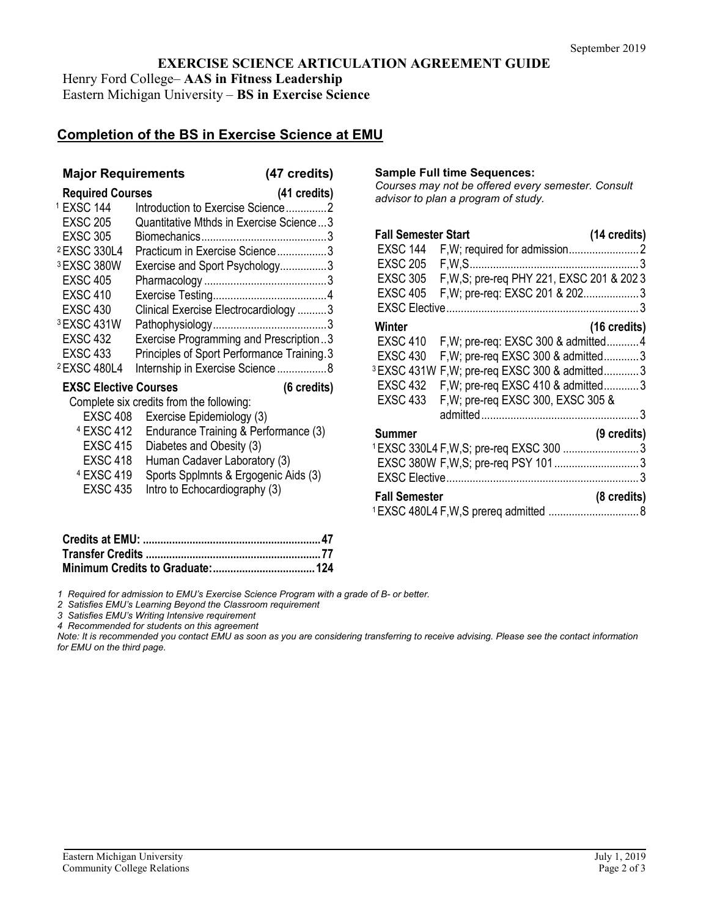September 2019

# EXERCISE SCIENCE ARTICULATION AGREEMENT GUIDE

Henry Ford College– **AAS in Fitness Leadership**
Eastern Michigan University – **BS in Exercise Science**

## Completion of the BS in Exercise Science at EMU

### Major Requirements (47 credits)

**Required Courses (41 credits)**

| Course | Title | Credits |
|---|---|---|
| [1] EXSC 144 | Introduction to Exercise Science | 2 |
| EXSC 205 | Quantitative Mthds in Exercise Science | 3 |
| EXSC 305 | Biomechanics | 3 |
| [2] EXSC 330L4 | Practicum in Exercise Science | 3 |
| [3] EXSC 380W | Exercise and Sport Psychology | 3 |
| EXSC 405 | Pharmacology | 3 |
| EXSC 410 | Exercise Testing | 4 |
| EXSC 430 | Clinical Exercise Electrocardiology | 3 |
| [3] EXSC 431W | Pathophysiology | 3 |
| EXSC 432 | Exercise Programming and Prescription | 3 |
| EXSC 433 | Principles of Sport Performance Training | 3 |
| [2] EXSC 480L4 | Internship in Exercise Science | 8 |

**EXSC Elective Courses (6 credits)**

Complete six credits from the following:

- EXSC 408 Exercise Epidemiology (3)
- [4] EXSC 412 Endurance Training & Performance (3)
- EXSC 415 Diabetes and Obesity (3)
- EXSC 418 Human Cadaver Laboratory (3)
- [4] EXSC 419 Sports Spplmnts & Ergogenic Aids (3)
- EXSC 435 Intro to Echocardiography (3)

| | |
|---|---|
| **Credits at EMU:** | **47** |
| **Transfer Credits** | **77** |
| **Minimum Credits to Graduate:** | **124** |

### Sample Full time Sequences:

*Courses may not be offered every semester. Consult advisor to plan a program of study.*

**Fall Semester Start (14 credits)**

| Course | Notes | Credits |
|---|---|---|
| EXSC 144 | F,W; required for admission | 2 |
| EXSC 205 | F,W,S | 3 |
| EXSC 305 | F,W,S; pre-req PHY 221, EXSC 201 & 202 | 3 |
| EXSC 405 | F,W; pre-req: EXSC 201 & 202 | 3 |
| EXSC Elective | | 3 |

**Winter (16 credits)**

| Course | Notes | Credits |
|---|---|---|
| EXSC 410 | F,W; pre-req: EXSC 300 & admitted | 4 |
| EXSC 430 | F,W; pre-req EXSC 300 & admitted | 3 |
| [3] EXSC 431W | F,W; pre-req EXSC 300 & admitted | 3 |
| EXSC 432 | F,W; pre-req EXSC 410 & admitted | 3 |
| EXSC 433 | F,W; pre-req EXSC 300, EXSC 305 & admitted | 3 |

**Summer (9 credits)**

| Course | Notes | Credits |
|---|---|---|
| [1] EXSC 330L4 | F,W,S; pre-req EXSC 300 | 3 |
| EXSC 380W | F,W,S; pre-req PSY 101 | 3 |
| EXSC Elective | | 3 |

**Fall Semester (8 credits)**

| Course | Notes | Credits |
|---|---|---|
| [1] EXSC 480L4 | F,W,S prereq admitted | 8 |

*1 Required for admission to EMU's Exercise Science Program with a grade of B- or better.*
*2 Satisfies EMU's Learning Beyond the Classroom requirement*
*3 Satisfies EMU's Writing Intensive requirement*
*4 Recommended for students on this agreement*
*Note: It is recommended you contact EMU as soon as you are considering transferring to receive advising. Please see the contact information for EMU on the third page.*

Eastern Michigan University
Community College Relations

July 1, 2019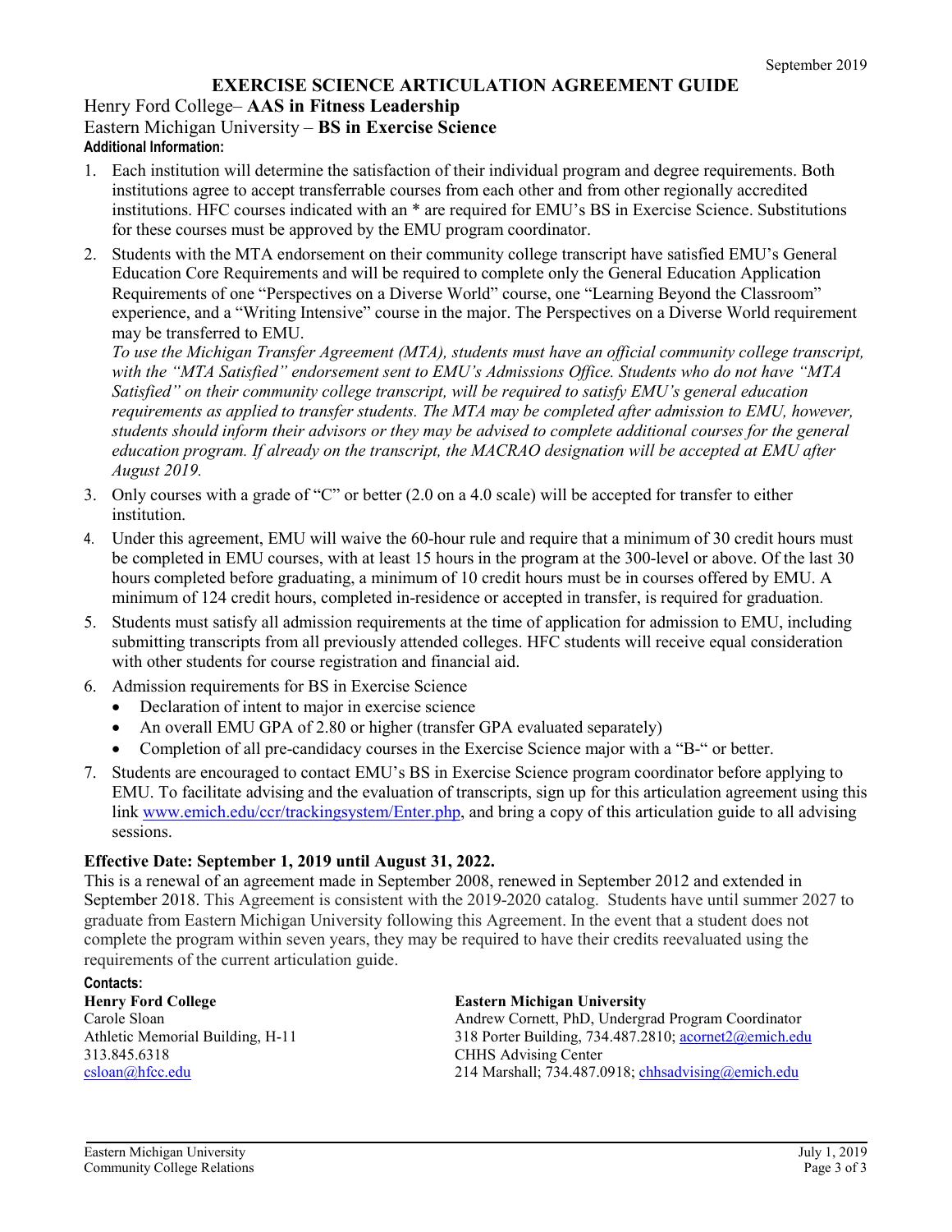September 2019

# EXERCISE SCIENCE ARTICULATION AGREEMENT GUIDE

Henry Ford College– **AAS in Fitness Leadership**
Eastern Michigan University – **BS in Exercise Science**

**Additional Information:**

1. Each institution will determine the satisfaction of their individual program and degree requirements. Both institutions agree to accept transferrable courses from each other and from other regionally accredited institutions. HFC courses indicated with an * are required for EMU's BS in Exercise Science. Substitutions for these courses must be approved by the EMU program coordinator.
2. Students with the MTA endorsement on their community college transcript have satisfied EMU's General Education Core Requirements and will be required to complete only the General Education Application Requirements of one "Perspectives on a Diverse World" course, one "Learning Beyond the Classroom" experience, and a "Writing Intensive" course in the major. The Perspectives on a Diverse World requirement may be transferred to EMU.
*To use the Michigan Transfer Agreement (MTA), students must have an official community college transcript, with the "MTA Satisfied" endorsement sent to EMU's Admissions Office. Students who do not have "MTA Satisfied" on their community college transcript, will be required to satisfy EMU's general education requirements as applied to transfer students. The MTA may be completed after admission to EMU, however, students should inform their advisors or they may be advised to complete additional courses for the general education program. If already on the transcript, the MACRAO designation will be accepted at EMU after August 2019.*
3. Only courses with a grade of "C" or better (2.0 on a 4.0 scale) will be accepted for transfer to either institution.
4. Under this agreement, EMU will waive the 60-hour rule and require that a minimum of 30 credit hours must be completed in EMU courses, with at least 15 hours in the program at the 300-level or above. Of the last 30 hours completed before graduating, a minimum of 10 credit hours must be in courses offered by EMU. A minimum of 124 credit hours, completed in-residence or accepted in transfer, is required for graduation.
5. Students must satisfy all admission requirements at the time of application for admission to EMU, including submitting transcripts from all previously attended colleges. HFC students will receive equal consideration with other students for course registration and financial aid.
6. Admission requirements for BS in Exercise Science
   - Declaration of intent to major in exercise science
   - An overall EMU GPA of 2.80 or higher (transfer GPA evaluated separately)
   - Completion of all pre-candidacy courses in the Exercise Science major with a "B-" or better.
7. Students are encouraged to contact EMU's BS in Exercise Science program coordinator before applying to EMU. To facilitate advising and the evaluation of transcripts, sign up for this articulation agreement using this link www.emich.edu/ccr/trackingsystem/Enter.php, and bring a copy of this articulation guide to all advising sessions.

**Effective Date: September 1, 2019 until August 31, 2022.**

This is a renewal of an agreement made in September 2008, renewed in September 2012 and extended in September 2018. This Agreement is consistent with the 2019-2020 catalog. Students have until summer 2027 to graduate from Eastern Michigan University following this Agreement. In the event that a student does not complete the program within seven years, they may be required to have their credits reevaluated using the requirements of the current articulation guide.

**Contacts:**

**Henry Ford College**
Carole Sloan
Athletic Memorial Building, H-11
313.845.6318
csloan@hfcc.edu

**Eastern Michigan University**
Andrew Cornett, PhD, Undergrad Program Coordinator
318 Porter Building, 734.487.2810; acornet2@emich.edu
CHHS Advising Center
214 Marshall; 734.487.0918; chhsadvising@emich.edu